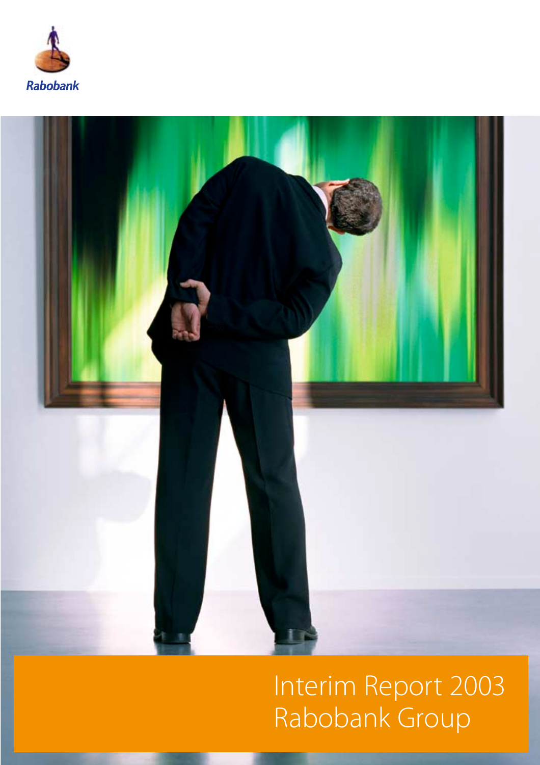Rabobank

# Interim Report 2003 Rabobank Group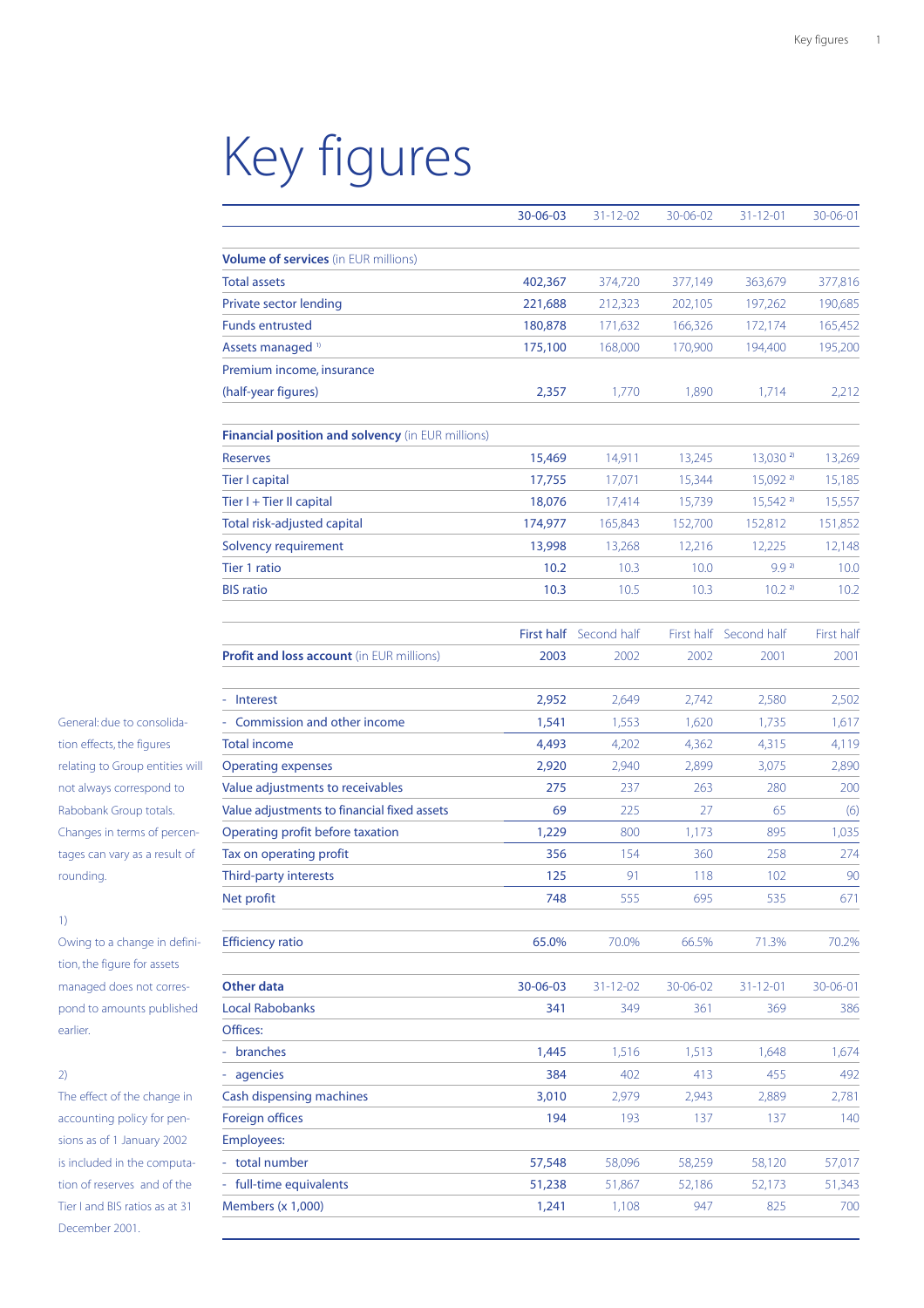# Key figures

| | 30-06-03 | 31-12-02 | 30-06-02 | 31-12-01 | 30-06-01 |
|---|---|---|---|---|---|
| **Volume of services** (in EUR millions) | | | | | |
| Total assets | 402,367 | 374,720 | 377,149 | 363,679 | 377,816 |
| Private sector lending | 221,688 | 212,323 | 202,105 | 197,262 | 190,685 |
| Funds entrusted | 180,878 | 171,632 | 166,326 | 172,174 | 165,452 |
| Assets managed [1] | 175,100 | 168,000 | 170,900 | 194,400 | 195,200 |
| Premium income, insurance (half-year figures) | 2,357 | 1,770 | 1,890 | 1,714 | 2,212 |
| **Financial position and solvency** (in EUR millions) | | | | | |
| Reserves | 15,469 | 14,911 | 13,245 | 13,030 [2] | 13,269 |
| Tier I capital | 17,755 | 17,071 | 15,344 | 15,092 [2] | 15,185 |
| Tier I + Tier II capital | 18,076 | 17,414 | 15,739 | 15,542 [2] | 15,557 |
| Total risk-adjusted capital | 174,977 | 165,843 | 152,700 | 152,812 | 151,852 |
| Solvency requirement | 13,998 | 13,268 | 12,216 | 12,225 | 12,148 |
| Tier 1 ratio | 10.2 | 10.3 | 10.0 | 9.9 [2] | 10.0 |
| BIS ratio | 10.3 | 10.5 | 10.3 | 10.2 [2] | 10.2 |

| **Profit and loss account** (in EUR millions) | First half 2003 | Second half 2002 | First half 2002 | Second half 2001 | First half 2001 |
|---|---|---|---|---|---|
| - Interest | 2,952 | 2,649 | 2,742 | 2,580 | 2,502 |
| - Commission and other income | 1,541 | 1,553 | 1,620 | 1,735 | 1,617 |
| Total income | 4,493 | 4,202 | 4,362 | 4,315 | 4,119 |
| Operating expenses | 2,920 | 2,940 | 2,899 | 3,075 | 2,890 |
| Value adjustments to receivables | 275 | 237 | 263 | 280 | 200 |
| Value adjustments to financial fixed assets | 69 | 225 | 27 | 65 | (6) |
| Operating profit before taxation | 1,229 | 800 | 1,173 | 895 | 1,035 |
| Tax on operating profit | 356 | 154 | 360 | 258 | 274 |
| Third-party interests | 125 | 91 | 118 | 102 | 90 |
| Net profit | 748 | 555 | 695 | 535 | 671 |
| Efficiency ratio | 65.0% | 70.0% | 66.5% | 71.3% | 70.2% |

| **Other data** | 30-06-03 | 31-12-02 | 30-06-02 | 31-12-01 | 30-06-01 |
|---|---|---|---|---|---|
| Local Rabobanks | 341 | 349 | 361 | 369 | 386 |
| Offices: | | | | | |
| - branches | 1,445 | 1,516 | 1,513 | 1,648 | 1,674 |
| - agencies | 384 | 402 | 413 | 455 | 492 |
| Cash dispensing machines | 3,010 | 2,979 | 2,943 | 2,889 | 2,781 |
| Foreign offices | 194 | 193 | 137 | 137 | 140 |
| Employees: | | | | | |
| - total number | 57,548 | 58,096 | 58,259 | 58,120 | 57,017 |
| - full-time equivalents | 51,238 | 51,867 | 52,186 | 52,173 | 51,343 |
| Members (x 1,000) | 1,241 | 1,108 | 947 | 825 | 700 |

General: due to consolidation effects, the figures relating to Group entities will not always correspond to Rabobank Group totals. Changes in terms of percentages can vary as a result of rounding.

1) Owing to a change in definition, the figure for assets managed does not correspond to amounts published earlier.

2) The effect of the change in accounting policy for pensions as of 1 January 2002 is included in the computation of reserves and of the Tier I and BIS ratios as at 31 December 2001.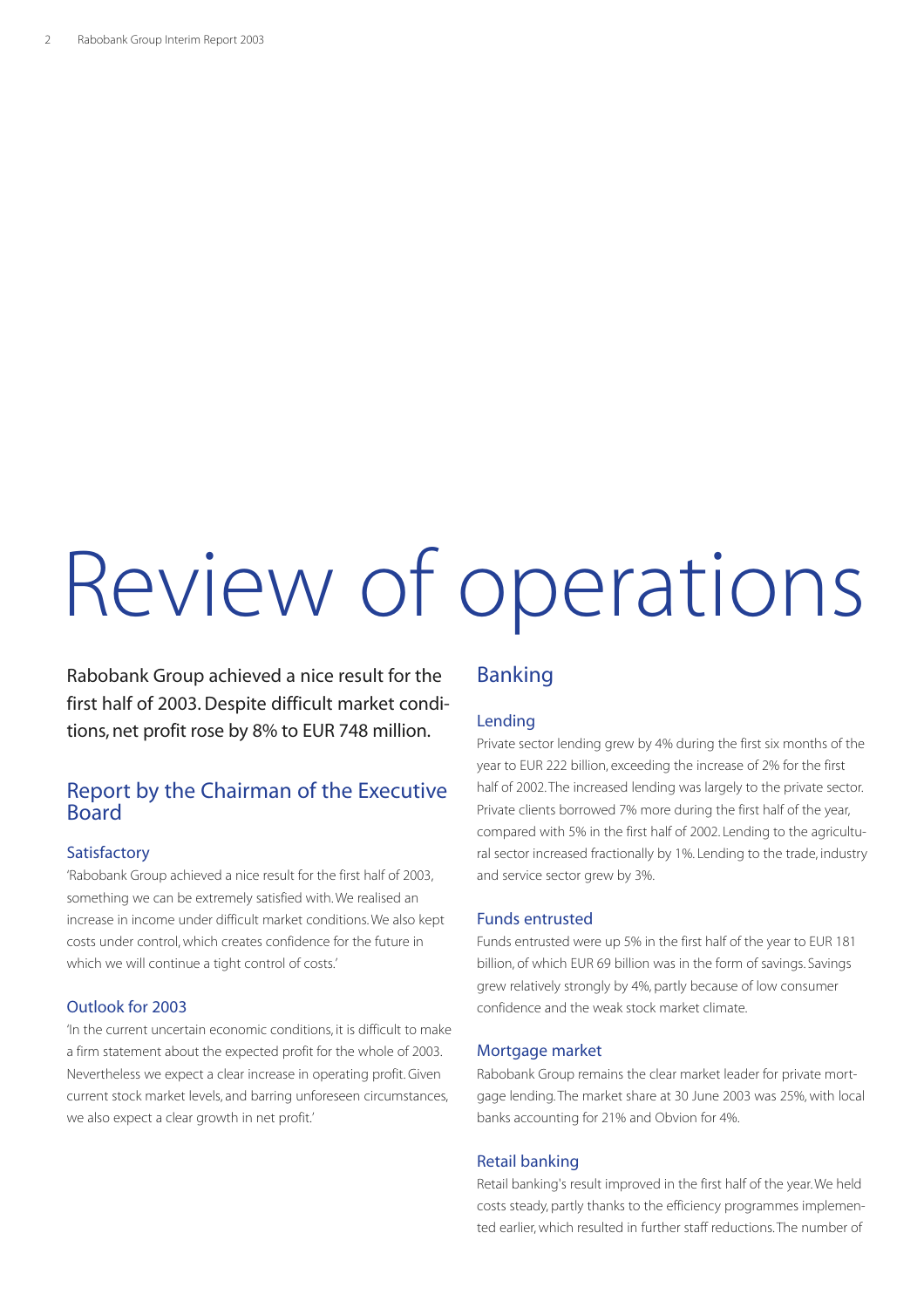# Review of operations

Rabobank Group achieved a nice result for the first half of 2003. Despite difficult market conditions, net profit rose by 8% to EUR 748 million.

## Report by the Chairman of the Executive Board

### Satisfactory

'Rabobank Group achieved a nice result for the first half of 2003, something we can be extremely satisfied with. We realised an increase in income under difficult market conditions. We also kept costs under control, which creates confidence for the future in which we will continue a tight control of costs.'

### Outlook for 2003

'In the current uncertain economic conditions, it is difficult to make a firm statement about the expected profit for the whole of 2003. Nevertheless we expect a clear increase in operating profit. Given current stock market levels, and barring unforeseen circumstances, we also expect a clear growth in net profit.'

## Banking

### Lending

Private sector lending grew by 4% during the first six months of the year to EUR 222 billion, exceeding the increase of 2% for the first half of 2002. The increased lending was largely to the private sector. Private clients borrowed 7% more during the first half of the year, compared with 5% in the first half of 2002. Lending to the agricultural sector increased fractionally by 1%. Lending to the trade, industry and service sector grew by 3%.

### Funds entrusted

Funds entrusted were up 5% in the first half of the year to EUR 181 billion, of which EUR 69 billion was in the form of savings. Savings grew relatively strongly by 4%, partly because of low consumer confidence and the weak stock market climate.

### Mortgage market

Rabobank Group remains the clear market leader for private mortgage lending. The market share at 30 June 2003 was 25%, with local banks accounting for 21% and Obvion for 4%.

### Retail banking

Retail banking's result improved in the first half of the year. We held costs steady, partly thanks to the efficiency programmes implemented earlier, which resulted in further staff reductions. The number of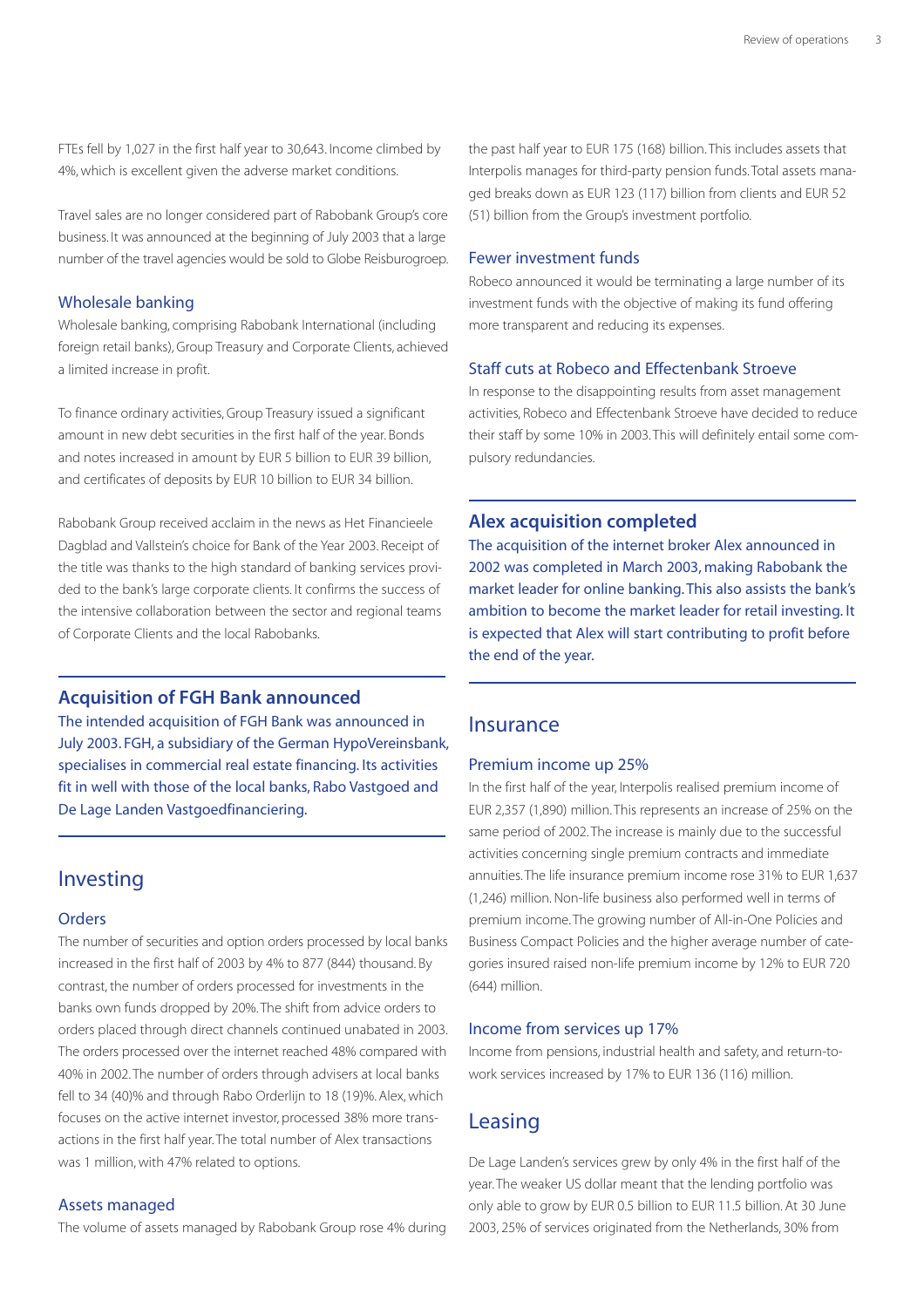FTEs fell by 1,027 in the first half year to 30,643. Income climbed by 4%, which is excellent given the adverse market conditions.

Travel sales are no longer considered part of Rabobank Group's core business. It was announced at the beginning of July 2003 that a large number of the travel agencies would be sold to Globe Reisburogroep.

### Wholesale banking

Wholesale banking, comprising Rabobank International (including foreign retail banks), Group Treasury and Corporate Clients, achieved a limited increase in profit.

To finance ordinary activities, Group Treasury issued a significant amount in new debt securities in the first half of the year. Bonds and notes increased in amount by EUR 5 billion to EUR 39 billion, and certificates of deposits by EUR 10 billion to EUR 34 billion.

Rabobank Group received acclaim in the news as Het Financieele Dagblad and Vallstein's choice for Bank of the Year 2003. Receipt of the title was thanks to the high standard of banking services provided to the bank's large corporate clients. It confirms the success of the intensive collaboration between the sector and regional teams of Corporate Clients and the local Rabobanks.

### Acquisition of FGH Bank announced

The intended acquisition of FGH Bank was announced in July 2003. FGH, a subsidiary of the German HypoVereinsbank, specialises in commercial real estate financing. Its activities fit in well with those of the local banks, Rabo Vastgoed and De Lage Landen Vastgoedfinanciering.

## Investing

### Orders

The number of securities and option orders processed by local banks increased in the first half of 2003 by 4% to 877 (844) thousand. By contrast, the number of orders processed for investments in the banks own funds dropped by 20%. The shift from advice orders to orders placed through direct channels continued unabated in 2003. The orders processed over the internet reached 48% compared with 40% in 2002. The number of orders through advisers at local banks fell to 34 (40)% and through Rabo Orderlijn to 18 (19)%. Alex, which focuses on the active internet investor, processed 38% more transactions in the first half year. The total number of Alex transactions was 1 million, with 47% related to options.

### Assets managed

The volume of assets managed by Rabobank Group rose 4% during the past half year to EUR 175 (168) billion. This includes assets that Interpolis manages for third-party pension funds. Total assets managed breaks down as EUR 123 (117) billion from clients and EUR 52 (51) billion from the Group's investment portfolio.

### Fewer investment funds

Robeco announced it would be terminating a large number of its investment funds with the objective of making its fund offering more transparent and reducing its expenses.

### Staff cuts at Robeco and Effectenbank Stroeve

In response to the disappointing results from asset management activities, Robeco and Effectenbank Stroeve have decided to reduce their staff by some 10% in 2003. This will definitely entail some compulsory redundancies.

### Alex acquisition completed

The acquisition of the internet broker Alex announced in 2002 was completed in March 2003, making Rabobank the market leader for online banking. This also assists the bank's ambition to become the market leader for retail investing. It is expected that Alex will start contributing to profit before the end of the year.

## Insurance

### Premium income up 25%

In the first half of the year, Interpolis realised premium income of EUR 2,357 (1,890) million. This represents an increase of 25% on the same period of 2002. The increase is mainly due to the successful activities concerning single premium contracts and immediate annuities. The life insurance premium income rose 31% to EUR 1,637 (1,246) million. Non-life business also performed well in terms of premium income. The growing number of All-in-One Policies and Business Compact Policies and the higher average number of categories insured raised non-life premium income by 12% to EUR 720 (644) million.

### Income from services up 17%

Income from pensions, industrial health and safety, and return-to-work services increased by 17% to EUR 136 (116) million.

## Leasing

De Lage Landen's services grew by only 4% in the first half of the year. The weaker US dollar meant that the lending portfolio was only able to grow by EUR 0.5 billion to EUR 11.5 billion. At 30 June 2003, 25% of services originated from the Netherlands, 30% from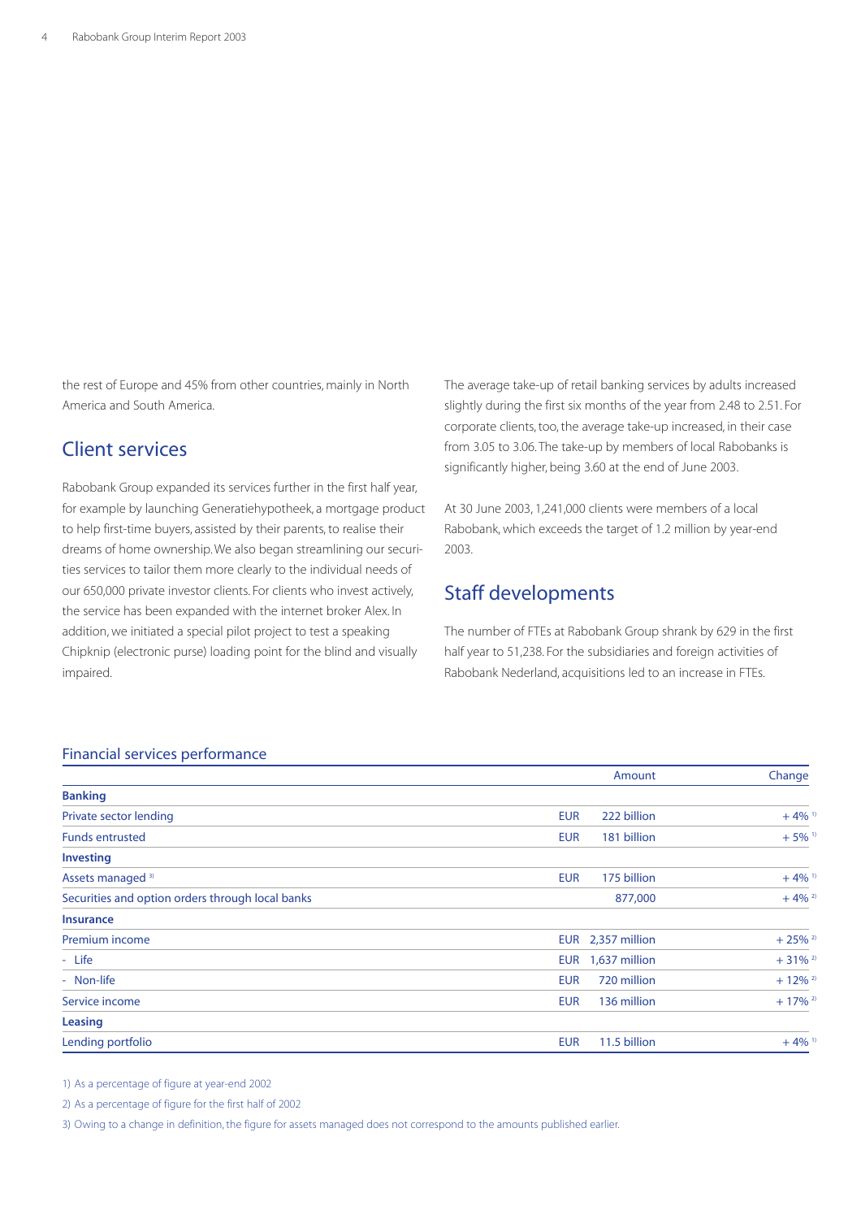the rest of Europe and 45% from other countries, mainly in North America and South America.

## Client services

Rabobank Group expanded its services further in the first half year, for example by launching Generatiehypotheek, a mortgage product to help first-time buyers, assisted by their parents, to realise their dreams of home ownership. We also began streamlining our securities services to tailor them more clearly to the individual needs of our 650,000 private investor clients. For clients who invest actively, the service has been expanded with the internet broker Alex. In addition, we initiated a special pilot project to test a speaking Chipknip (electronic purse) loading point for the blind and visually impaired.

The average take-up of retail banking services by adults increased slightly during the first six months of the year from 2.48 to 2.51. For corporate clients, too, the average take-up increased, in their case from 3.05 to 3.06. The take-up by members of local Rabobanks is significantly higher, being 3.60 at the end of June 2003.

At 30 June 2003, 1,241,000 clients were members of a local Rabobank, which exceeds the target of 1.2 million by year-end 2003.

## Staff developments

The number of FTEs at Rabobank Group shrank by 629 in the first half year to 51,238. For the subsidiaries and foreign activities of Rabobank Nederland, acquisitions led to an increase in FTEs.

### Financial services performance

| | | Amount | Change |
|---|---|---|---|
| **Banking** | | | |
| Private sector lending | EUR | 222 billion | + 4% [1] |
| Funds entrusted | EUR | 181 billion | + 5% [1] |
| **Investing** | | | |
| Assets managed [3] | EUR | 175 billion | + 4% [1] |
| Securities and option orders through local banks | | 877,000 | + 4% [2] |
| **Insurance** | | | |
| Premium income | EUR | 2,357 million | + 25% [2] |
| - Life | EUR | 1,637 million | + 31% [2] |
| - Non-life | EUR | 720 million | + 12% [2] |
| Service income | EUR | 136 million | + 17% [2] |
| **Leasing** | | | |
| Lending portfolio | EUR | 11.5 billion | + 4% [1] |

1) As a percentage of figure at year-end 2002

2) As a percentage of figure for the first half of 2002

3) Owing to a change in definition, the figure for assets managed does not correspond to the amounts published earlier.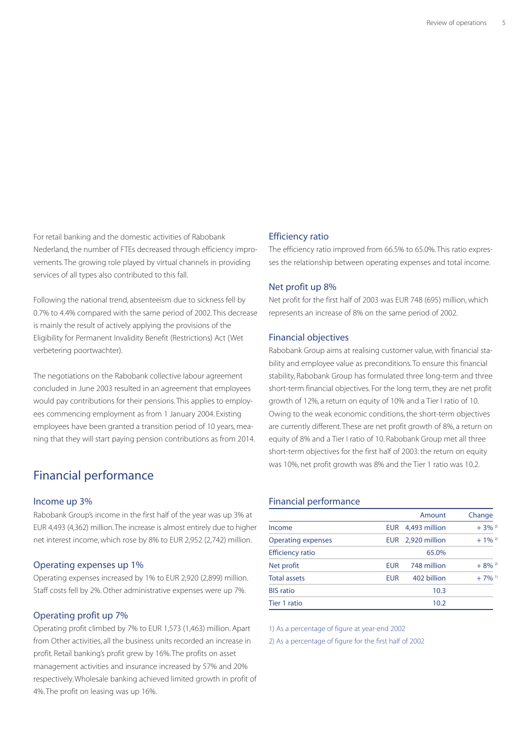For retail banking and the domestic activities of Rabobank Nederland, the number of FTEs decreased through efficiency improvements. The growing role played by virtual channels in providing services of all types also contributed to this fall.

Following the national trend, absenteeism due to sickness fell by 0.7% to 4.4% compared with the same period of 2002. This decrease is mainly the result of actively applying the provisions of the Eligibility for Permanent Invalidity Benefit (Restrictions) Act (Wet verbetering poortwachter).

The negotiations on the Rabobank collective labour agreement concluded in June 2003 resulted in an agreement that employees would pay contributions for their pensions. This applies to employees commencing employment as from 1 January 2004. Existing employees have been granted a transition period of 10 years, meaning that they will start paying pension contributions as from 2014.

## Financial performance

### Income up 3%

Rabobank Group's income in the first half of the year was up 3% at EUR 4,493 (4,362) million. The increase is almost entirely due to higher net interest income, which rose by 8% to EUR 2,952 (2,742) million.

### Operating expenses up 1%

Operating expenses increased by 1% to EUR 2,920 (2,899) million. Staff costs fell by 2%. Other administrative expenses were up 7%.

### Operating profit up 7%

Operating profit climbed by 7% to EUR 1,573 (1,463) million. Apart from Other activities, all the business units recorded an increase in profit. Retail banking's profit grew by 16%. The profits on asset management activities and insurance increased by 57% and 20% respectively. Wholesale banking achieved limited growth in profit of 4%. The profit on leasing was up 16%.

### Efficiency ratio

The efficiency ratio improved from 66.5% to 65.0%. This ratio expresses the relationship between operating expenses and total income.

### Net profit up 8%

Net profit for the first half of 2003 was EUR 748 (695) million, which represents an increase of 8% on the same period of 2002.

### Financial objectives

Rabobank Group aims at realising customer value, with financial stability and employee value as preconditions. To ensure this financial stability, Rabobank Group has formulated three long-term and three short-term financial objectives. For the long term, they are net profit growth of 12%, a return on equity of 10% and a Tier I ratio of 10. Owing to the weak economic conditions, the short-term objectives are currently different. These are net profit growth of 8%, a return on equity of 8% and a Tier I ratio of 10. Rabobank Group met all three short-term objectives for the first half of 2003: the return on equity was 10%, net profit growth was 8% and the Tier 1 ratio was 10.2.

### Financial performance

| | Amount | Change |
|---|---|---|
| Income | EUR 4,493 million | + 3% [2] |
| Operating expenses | EUR 2,920 million | + 1% [2] |
| Efficiency ratio | 65.0% | |
| Net profit | EUR 748 million | + 8% [2] |
| Total assets | EUR 402 billion | + 7% [1] |
| BIS ratio | 10.3 | |
| Tier 1 ratio | 10.2 | |

1) As a percentage of figure at year-end 2002

2) As a percentage of figure for the first half of 2002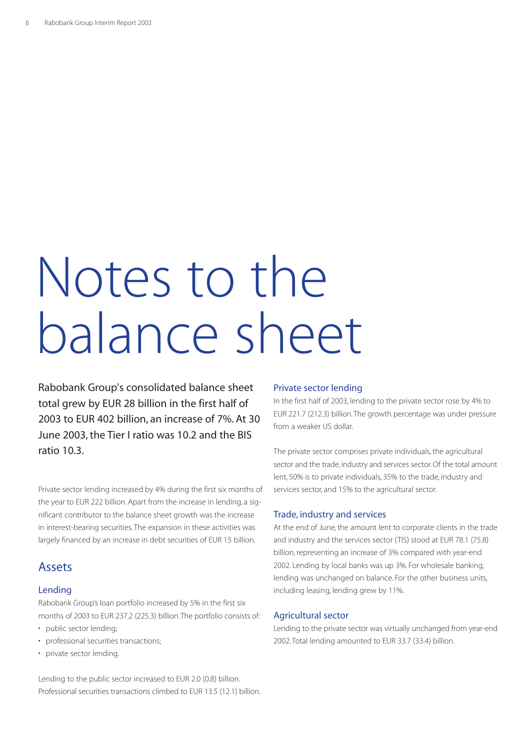# Notes to the balance sheet

Rabobank Group's consolidated balance sheet total grew by EUR 28 billion in the first half of 2003 to EUR 402 billion, an increase of 7%. At 30 June 2003, the Tier I ratio was 10.2 and the BIS ratio 10.3.

Private sector lending increased by 4% during the first six months of the year to EUR 222 billion. Apart from the increase in lending, a significant contributor to the balance sheet growth was the increase in interest-bearing securities. The expansion in these activities was largely financed by an increase in debt securities of EUR 15 billion.

## Assets

### Lending

Rabobank Group's loan portfolio increased by 5% in the first six months of 2003 to EUR 237.2 (225.3) billion. The portfolio consists of:

- public sector lending;
- professional securities transactions;
- private sector lending.

Lending to the public sector increased to EUR 2.0 (0.8) billion. Professional securities transactions climbed to EUR 13.5 (12.1) billion.

### Private sector lending

In the first half of 2003, lending to the private sector rose by 4% to EUR 221.7 (212.3) billion. The growth percentage was under pressure from a weaker US dollar.

The private sector comprises private individuals, the agricultural sector and the trade, industry and services sector. Of the total amount lent, 50% is to private individuals, 35% to the trade, industry and services sector, and 15% to the agricultural sector.

### Trade, industry and services

At the end of June, the amount lent to corporate clients in the trade and industry and the services sector (TIS) stood at EUR 78.1 (75.8) billion, representing an increase of 3% compared with year-end 2002. Lending by local banks was up 3%. For wholesale banking, lending was unchanged on balance. For the other business units, including leasing, lending grew by 11%.

### Agricultural sector

Lending to the private sector was virtually unchanged from year-end 2002. Total lending amounted to EUR 33.7 (33.4) billion.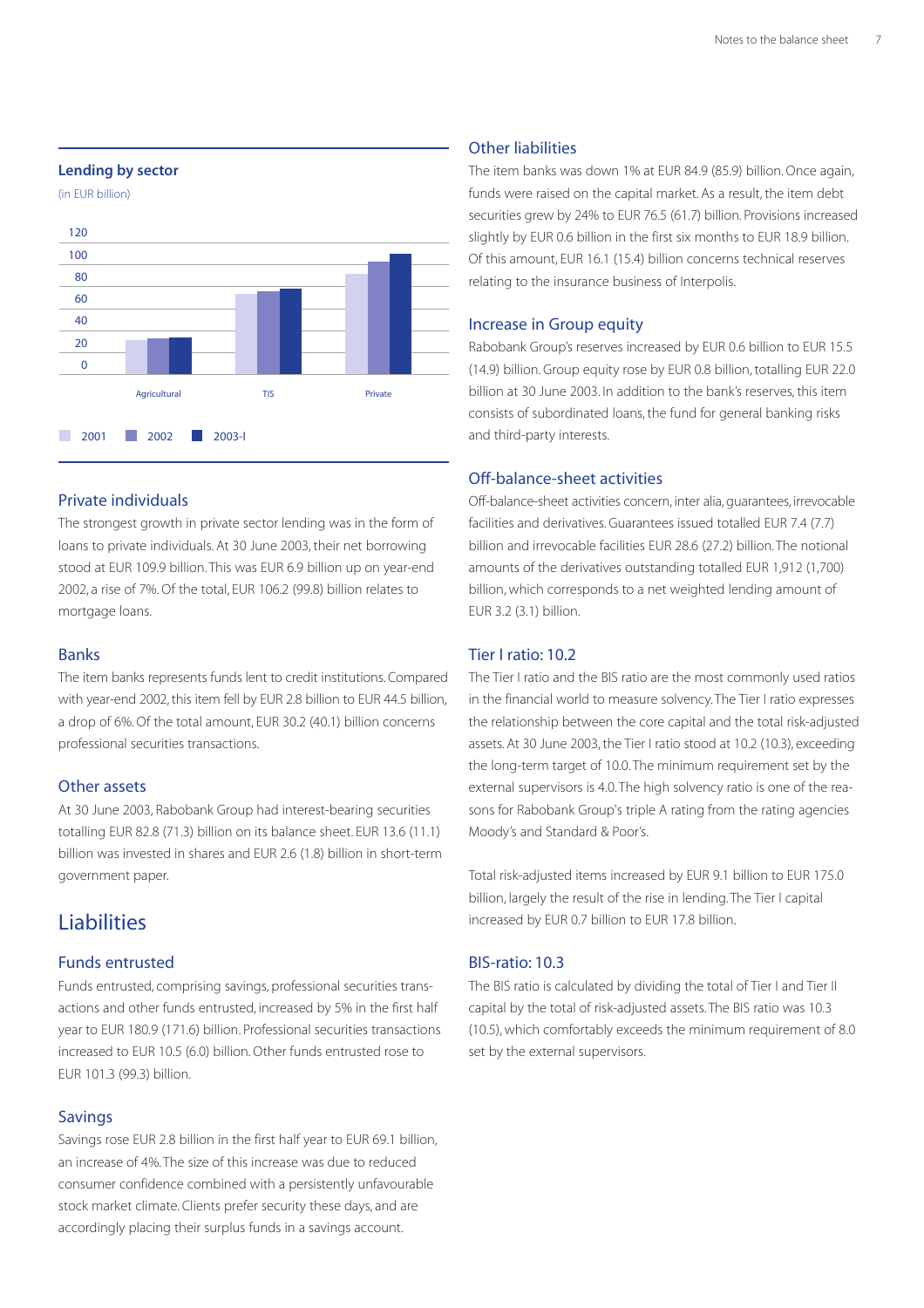## Lending by sector

(in EUR billion)

| | 2001 | 2002 | 2003-I |
|---|---|---|---|
| Agricultural | | | |
| TIS | | | |
| Private | | | |

### Private individuals

The strongest growth in private sector lending was in the form of loans to private individuals. At 30 June 2003, their net borrowing stood at EUR 109.9 billion. This was EUR 6.9 billion up on year-end 2002, a rise of 7%. Of the total, EUR 106.2 (99.8) billion relates to mortgage loans.

### Banks

The item banks represents funds lent to credit institutions. Compared with year-end 2002, this item fell by EUR 2.8 billion to EUR 44.5 billion, a drop of 6%. Of the total amount, EUR 30.2 (40.1) billion concerns professional securities transactions.

### Other assets

At 30 June 2003, Rabobank Group had interest-bearing securities totalling EUR 82.8 (71.3) billion on its balance sheet. EUR 13.6 (11.1) billion was invested in shares and EUR 2.6 (1.8) billion in short-term government paper.

## Liabilities

### Funds entrusted

Funds entrusted, comprising savings, professional securities transactions and other funds entrusted, increased by 5% in the first half year to EUR 180.9 (171.6) billion. Professional securities transactions increased to EUR 10.5 (6.0) billion. Other funds entrusted rose to EUR 101.3 (99.3) billion.

### Savings

Savings rose EUR 2.8 billion in the first half year to EUR 69.1 billion, an increase of 4%. The size of this increase was due to reduced consumer confidence combined with a persistently unfavourable stock market climate. Clients prefer security these days, and are accordingly placing their surplus funds in a savings account.

### Other liabilities

The item banks was down 1% at EUR 84.9 (85.9) billion. Once again, funds were raised on the capital market. As a result, the item debt securities grew by 24% to EUR 76.5 (61.7) billion. Provisions increased slightly by EUR 0.6 billion in the first six months to EUR 18.9 billion. Of this amount, EUR 16.1 (15.4) billion concerns technical reserves relating to the insurance business of Interpolis.

### Increase in Group equity

Rabobank Group's reserves increased by EUR 0.6 billion to EUR 15.5 (14.9) billion. Group equity rose by EUR 0.8 billion, totalling EUR 22.0 billion at 30 June 2003. In addition to the bank's reserves, this item consists of subordinated loans, the fund for general banking risks and third-party interests.

### Off-balance-sheet activities

Off-balance-sheet activities concern, inter alia, guarantees, irrevocable facilities and derivatives. Guarantees issued totalled EUR 7.4 (7.7) billion and irrevocable facilities EUR 28.6 (27.2) billion. The notional amounts of the derivatives outstanding totalled EUR 1,912 (1,700) billion, which corresponds to a net weighted lending amount of EUR 3.2 (3.1) billion.

### Tier I ratio: 10.2

The Tier I ratio and the BIS ratio are the most commonly used ratios in the financial world to measure solvency. The Tier I ratio expresses the relationship between the core capital and the total risk-adjusted assets. At 30 June 2003, the Tier I ratio stood at 10.2 (10.3), exceeding the long-term target of 10.0. The minimum requirement set by the external supervisors is 4.0. The high solvency ratio is one of the reasons for Rabobank Group's triple A rating from the rating agencies Moody's and Standard & Poor's.

Total risk-adjusted items increased by EUR 9.1 billion to EUR 175.0 billion, largely the result of the rise in lending. The Tier I capital increased by EUR 0.7 billion to EUR 17.8 billion.

### BIS-ratio: 10.3

The BIS ratio is calculated by dividing the total of Tier I and Tier II capital by the total of risk-adjusted assets. The BIS ratio was 10.3 (10.5), which comfortably exceeds the minimum requirement of 8.0 set by the external supervisors.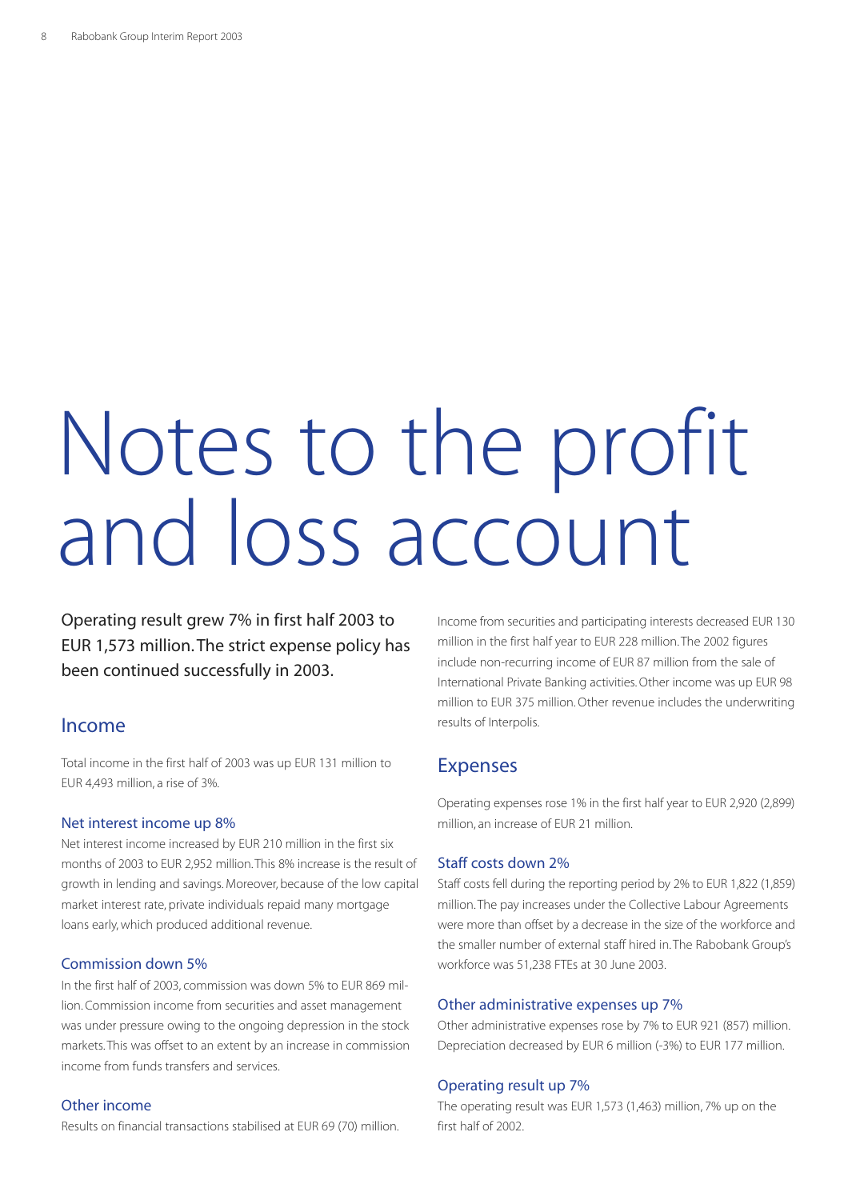# Notes to the profit and loss account

Operating result grew 7% in first half 2003 to EUR 1,573 million. The strict expense policy has been continued successfully in 2003.

## Income

Total income in the first half of 2003 was up EUR 131 million to EUR 4,493 million, a rise of 3%.

### Net interest income up 8%

Net interest income increased by EUR 210 million in the first six months of 2003 to EUR 2,952 million. This 8% increase is the result of growth in lending and savings. Moreover, because of the low capital market interest rate, private individuals repaid many mortgage loans early, which produced additional revenue.

### Commission down 5%

In the first half of 2003, commission was down 5% to EUR 869 million. Commission income from securities and asset management was under pressure owing to the ongoing depression in the stock markets. This was offset to an extent by an increase in commission income from funds transfers and services.

### Other income

Results on financial transactions stabilised at EUR 69 (70) million. Income from securities and participating interests decreased EUR 130 million in the first half year to EUR 228 million. The 2002 figures include non-recurring income of EUR 87 million from the sale of International Private Banking activities. Other income was up EUR 98 million to EUR 375 million. Other revenue includes the underwriting results of Interpolis.

## Expenses

Operating expenses rose 1% in the first half year to EUR 2,920 (2,899) million, an increase of EUR 21 million.

### Staff costs down 2%

Staff costs fell during the reporting period by 2% to EUR 1,822 (1,859) million. The pay increases under the Collective Labour Agreements were more than offset by a decrease in the size of the workforce and the smaller number of external staff hired in. The Rabobank Group's workforce was 51,238 FTEs at 30 June 2003.

### Other administrative expenses up 7%

Other administrative expenses rose by 7% to EUR 921 (857) million. Depreciation decreased by EUR 6 million (-3%) to EUR 177 million.

### Operating result up 7%

The operating result was EUR 1,573 (1,463) million, 7% up on the first half of 2002.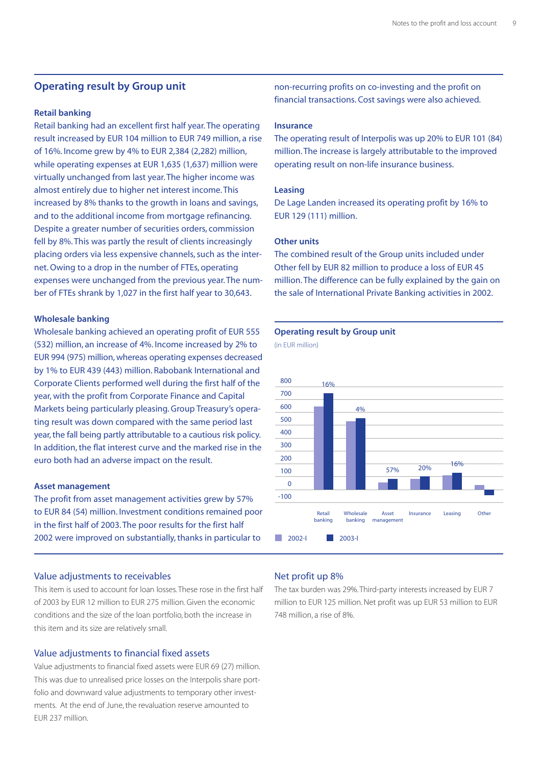## Operating result by Group unit

### Retail banking

Retail banking had an excellent first half year. The operating result increased by EUR 104 million to EUR 749 million, a rise of 16%. Income grew by 4% to EUR 2,384 (2,282) million, while operating expenses at EUR 1,635 (1,637) million were virtually unchanged from last year. The higher income was almost entirely due to higher net interest income. This increased by 8% thanks to the growth in loans and savings, and to the additional income from mortgage refinancing. Despite a greater number of securities orders, commission fell by 8%. This was partly the result of clients increasingly placing orders via less expensive channels, such as the internet. Owing to a drop in the number of FTEs, operating expenses were unchanged from the previous year. The number of FTEs shrank by 1,027 in the first half year to 30,643.

### Wholesale banking

Wholesale banking achieved an operating profit of EUR 555 (532) million, an increase of 4%. Income increased by 2% to EUR 994 (975) million, whereas operating expenses decreased by 1% to EUR 439 (443) million. Rabobank International and Corporate Clients performed well during the first half of the year, with the profit from Corporate Finance and Capital Markets being particularly pleasing. Group Treasury's operating result was down compared with the same period last year, the fall being partly attributable to a cautious risk policy. In addition, the flat interest curve and the marked rise in the euro both had an adverse impact on the result.

### Asset management

The profit from asset management activities grew by 57% to EUR 84 (54) million. Investment conditions remained poor in the first half of 2003. The poor results for the first half 2002 were improved on substantially, thanks in particular to non-recurring profits on co-investing and the profit on financial transactions. Cost savings were also achieved.

### Insurance

The operating result of Interpolis was up 20% to EUR 101 (84) million. The increase is largely attributable to the improved operating result on non-life insurance business.

### Leasing

De Lage Landen increased its operating profit by 16% to EUR 129 (111) million.

### Other units

The combined result of the Group units included under Other fell by EUR 82 million to produce a loss of EUR 45 million. The difference can be fully explained by the gain on the sale of International Private Banking activities in 2002.

**Operating result by Group unit**

(in EUR million)

| | Retail banking | Wholesale banking | Asset management | Insurance | Leasing | Other |
|---|---|---|---|---|---|---|
| Change | 16% | 4% | 57% | 20% | 16% | |

Legend: 2002-I, 2003-I

## Value adjustments to receivables

This item is used to account for loan losses. These rose in the first half of 2003 by EUR 12 million to EUR 275 million. Given the economic conditions and the size of the loan portfolio, both the increase in this item and its size are relatively small.

## Value adjustments to financial fixed assets

Value adjustments to financial fixed assets were EUR 69 (27) million. This was due to unrealised price losses on the Interpolis share portfolio and downward value adjustments to temporary other investments. At the end of June, the revaluation reserve amounted to EUR 237 million.

## Net profit up 8%

The tax burden was 29%. Third-party interests increased by EUR 7 million to EUR 125 million. Net profit was up EUR 53 million to EUR 748 million, a rise of 8%.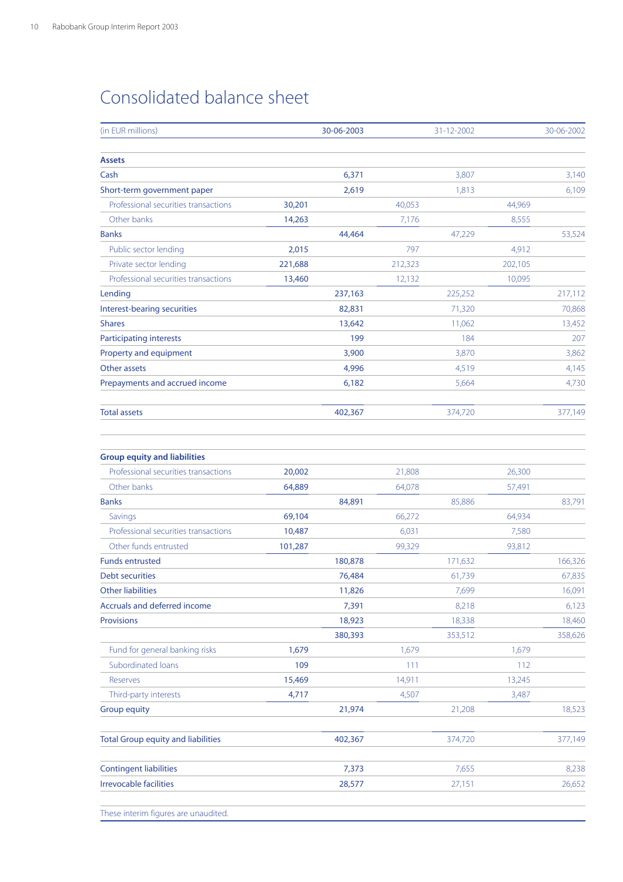# Consolidated balance sheet

| (in EUR millions) | | 30-06-2003 | | 31-12-2002 | | 30-06-2002 |
|---|---|---|---|---|---|---|
| **Assets** | | | | | | |
| Cash | | 6,371 | | 3,807 | | 3,140 |
| Short-term government paper | | 2,619 | | 1,813 | | 6,109 |
| Professional securities transactions | 30,201 | | 40,053 | | 44,969 | |
| Other banks | 14,263 | | 7,176 | | 8,555 | |
| Banks | | 44,464 | | 47,229 | | 53,524 |
| Public sector lending | 2,015 | | 797 | | 4,912 | |
| Private sector lending | 221,688 | | 212,323 | | 202,105 | |
| Professional securities transactions | 13,460 | | 12,132 | | 10,095 | |
| Lending | | 237,163 | | 225,252 | | 217,112 |
| Interest-bearing securities | | 82,831 | | 71,320 | | 70,868 |
| Shares | | 13,642 | | 11,062 | | 13,452 |
| Participating interests | | 199 | | 184 | | 207 |
| Property and equipment | | 3,900 | | 3,870 | | 3,862 |
| Other assets | | 4,996 | | 4,519 | | 4,145 |
| Prepayments and accrued income | | 6,182 | | 5,664 | | 4,730 |
| Total assets | | 402,367 | | 374,720 | | 377,149 |
| | | | | | | |
| **Group equity and liabilities** | | | | | | |
| Professional securities transactions | 20,002 | | 21,808 | | 26,300 | |
| Other banks | 64,889 | | 64,078 | | 57,491 | |
| Banks | | 84,891 | | 85,886 | | 83,791 |
| Savings | 69,104 | | 66,272 | | 64,934 | |
| Professional securities transactions | 10,487 | | 6,031 | | 7,580 | |
| Other funds entrusted | 101,287 | | 99,329 | | 93,812 | |
| Funds entrusted | | 180,878 | | 171,632 | | 166,326 |
| Debt securities | | 76,484 | | 61,739 | | 67,835 |
| Other liabilities | | 11,826 | | 7,699 | | 16,091 |
| Accruals and deferred income | | 7,391 | | 8,218 | | 6,123 |
| Provisions | | 18,923 | | 18,338 | | 18,460 |
| | | 380,393 | | 353,512 | | 358,626 |
| Fund for general banking risks | 1,679 | | 1,679 | | 1,679 | |
| Subordinated loans | 109 | | 111 | | 112 | |
| Reserves | 15,469 | | 14,911 | | 13,245 | |
| Third-party interests | 4,717 | | 4,507 | | 3,487 | |
| Group equity | | 21,974 | | 21,208 | | 18,523 |
| Total Group equity and liabilities | | 402,367 | | 374,720 | | 377,149 |
| | | | | | | |
| Contingent liabilities | | 7,373 | | 7,655 | | 8,238 |
| Irrevocable facilities | | 28,577 | | 27,151 | | 26,652 |

These interim figures are unaudited.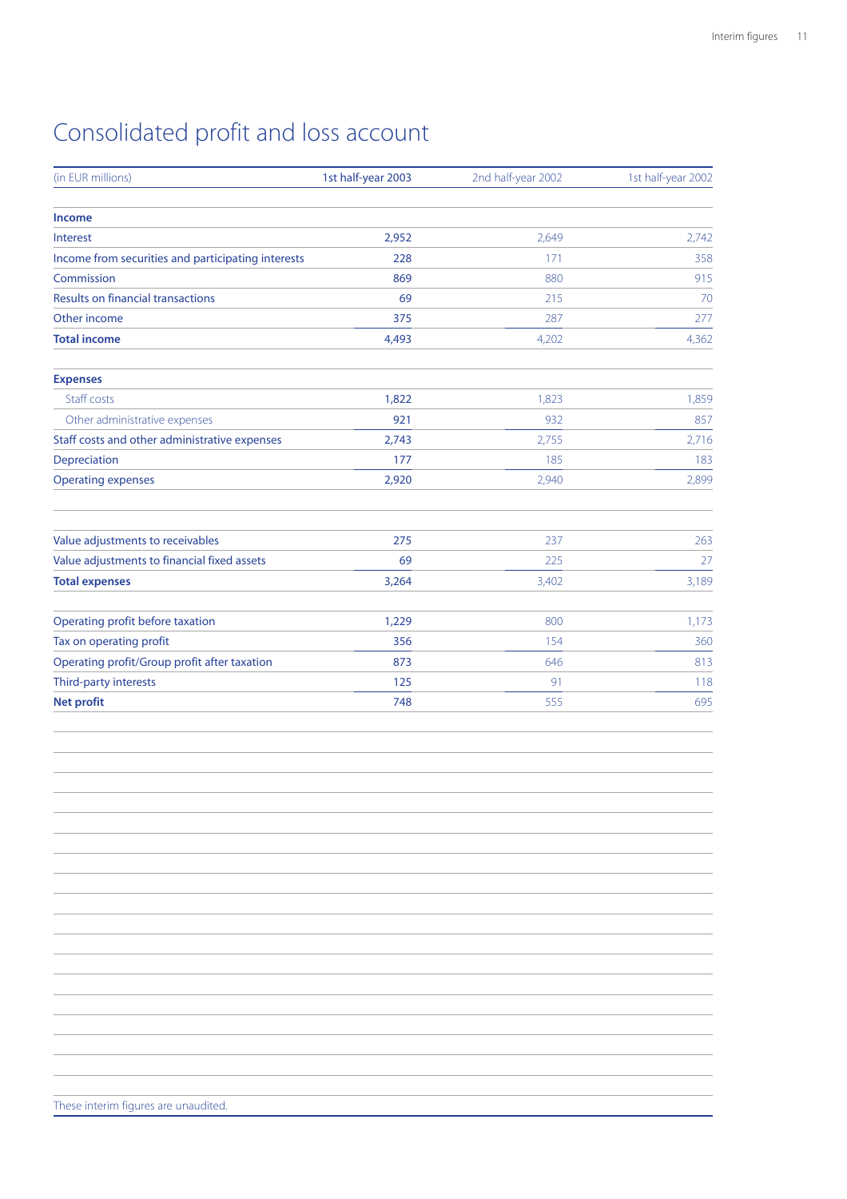# Consolidated profit and loss account

| (in EUR millions) | 1st half-year 2003 | 2nd half-year 2002 | 1st half-year 2002 |
|---|---|---|---|
| **Income** | | | |
| Interest | 2,952 | 2,649 | 2,742 |
| Income from securities and participating interests | 228 | 171 | 358 |
| Commission | 869 | 880 | 915 |
| Results on financial transactions | 69 | 215 | 70 |
| Other income | 375 | 287 | 277 |
| **Total income** | 4,493 | 4,202 | 4,362 |
| **Expenses** | | | |
| Staff costs | 1,822 | 1,823 | 1,859 |
| Other administrative expenses | 921 | 932 | 857 |
| Staff costs and other administrative expenses | 2,743 | 2,755 | 2,716 |
| Depreciation | 177 | 185 | 183 |
| Operating expenses | 2,920 | 2,940 | 2,899 |
| Value adjustments to receivables | 275 | 237 | 263 |
| Value adjustments to financial fixed assets | 69 | 225 | 27 |
| **Total expenses** | 3,264 | 3,402 | 3,189 |
| Operating profit before taxation | 1,229 | 800 | 1,173 |
| Tax on operating profit | 356 | 154 | 360 |
| Operating profit/Group profit after taxation | 873 | 646 | 813 |
| Third-party interests | 125 | 91 | 118 |
| **Net profit** | 748 | 555 | 695 |

These interim figures are unaudited.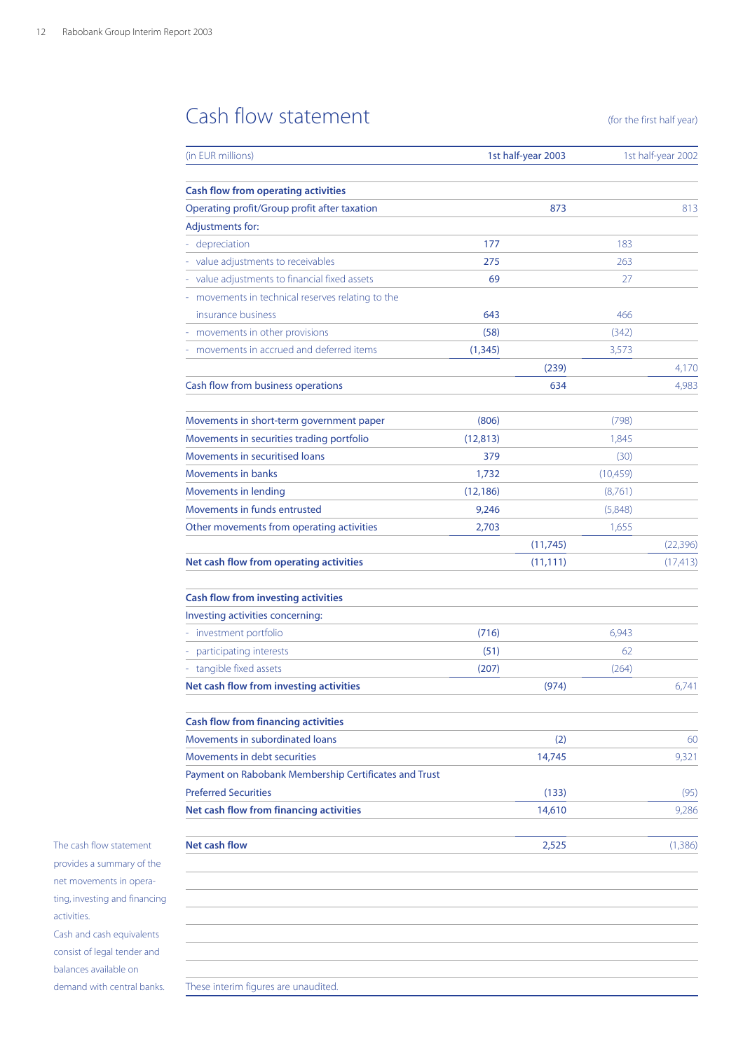# Cash flow statement

(for the first half year)

| (in EUR millions) | 1st half-year 2003 | | 1st half-year 2002 | |
|---|---|---|---|---|
| **Cash flow from operating activities** | | | | |
| Operating profit/Group profit after taxation | | 873 | | 813 |
| Adjustments for: | | | | |
| - depreciation | 177 | | 183 | |
| - value adjustments to receivables | 275 | | 263 | |
| - value adjustments to financial fixed assets | 69 | | 27 | |
| - movements in technical reserves relating to the insurance business | 643 | | 466 | |
| - movements in other provisions | (58) | | (342) | |
| - movements in accrued and deferred items | (1,345) | | 3,573 | |
| | | (239) | | 4,170 |
| Cash flow from business operations | | 634 | | 4,983 |
| Movements in short-term government paper | (806) | | (798) | |
| Movements in securities trading portfolio | (12,813) | | 1,845 | |
| Movements in securitised loans | 379 | | (30) | |
| Movements in banks | 1,732 | | (10,459) | |
| Movements in lending | (12,186) | | (8,761) | |
| Movements in funds entrusted | 9,246 | | (5,848) | |
| Other movements from operating activities | 2,703 | | 1,655 | |
| | | (11,745) | | (22,396) |
| **Net cash flow from operating activities** | | (11,111) | | (17,413) |
| **Cash flow from investing activities** | | | | |
| Investing activities concerning: | | | | |
| - investment portfolio | (716) | | 6,943 | |
| - participating interests | (51) | | 62 | |
| - tangible fixed assets | (207) | | (264) | |
| **Net cash flow from investing activities** | | (974) | | 6,741 |
| **Cash flow from financing activities** | | | | |
| Movements in subordinated loans | | (2) | | 60 |
| Movements in debt securities | | 14,745 | | 9,321 |
| Payment on Rabobank Membership Certificates and Trust Preferred Securities | | (133) | | (95) |
| **Net cash flow from financing activities** | | 14,610 | | 9,286 |
| **Net cash flow** | | 2,525 | | (1,386) |

These interim figures are unaudited.

The cash flow statement provides a summary of the net movements in operating, investing and financing activities.
Cash and cash equivalents consist of legal tender and balances available on demand with central banks.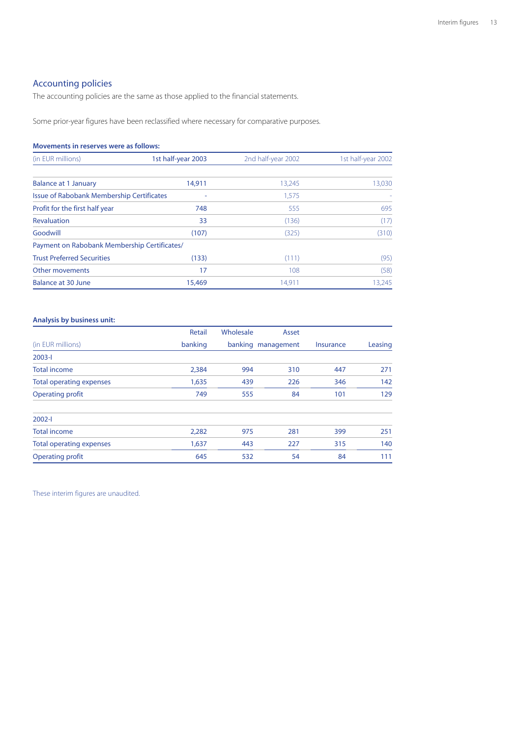## Accounting policies

The accounting policies are the same as those applied to the financial statements.

Some prior-year figures have been reclassified where necessary for comparative purposes.

**Movements in reserves were as follows:**

| (in EUR millions) | 1st half-year 2003 | 2nd half-year 2002 | 1st half-year 2002 |
|---|---|---|---|
| Balance at 1 January | 14,911 | 13,245 | 13,030 |
| Issue of Rabobank Membership Certificates | - | 1,575 | - |
| Profit for the first half year | 748 | 555 | 695 |
| Revaluation | 33 | (136) | (17) |
| Goodwill | (107) | (325) | (310) |
| Payment on Rabobank Membership Certificates/ Trust Preferred Securities | (133) | (111) | (95) |
| Other movements | 17 | 108 | (58) |
| Balance at 30 June | 15,469 | 14,911 | 13,245 |

**Analysis by business unit:**

| (in EUR millions) | Retail banking | Wholesale banking | Asset management | Insurance | Leasing |
|---|---|---|---|---|---|
| 2003-I | | | | | |
| Total income | 2,384 | 994 | 310 | 447 | 271 |
| Total operating expenses | 1,635 | 439 | 226 | 346 | 142 |
| Operating profit | 749 | 555 | 84 | 101 | 129 |
| | | | | | |
| 2002-I | | | | | |
| Total income | 2,282 | 975 | 281 | 399 | 251 |
| Total operating expenses | 1,637 | 443 | 227 | 315 | 140 |
| Operating profit | 645 | 532 | 54 | 84 | 111 |

These interim figures are unaudited.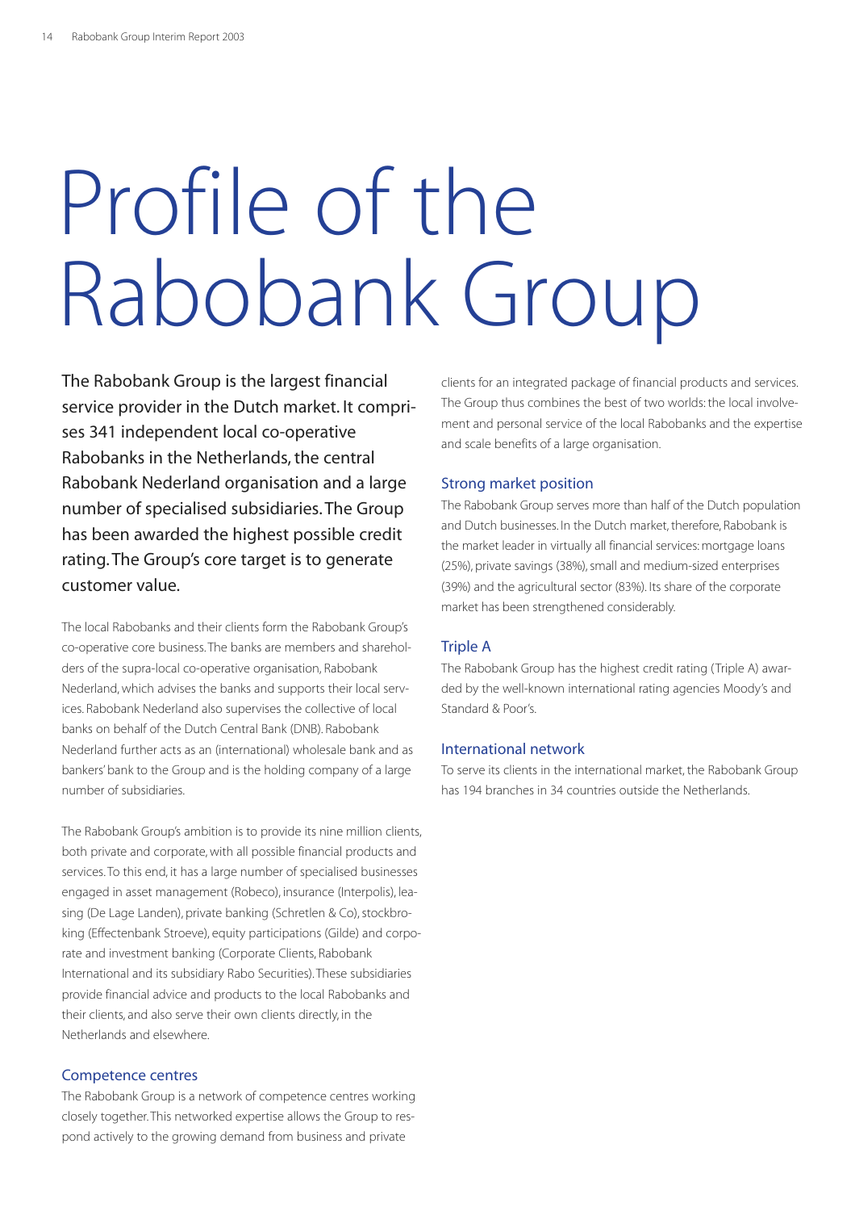# Profile of the Rabobank Group

The Rabobank Group is the largest financial service provider in the Dutch market. It comprises 341 independent local co-operative Rabobanks in the Netherlands, the central Rabobank Nederland organisation and a large number of specialised subsidiaries. The Group has been awarded the highest possible credit rating. The Group's core target is to generate customer value.

The local Rabobanks and their clients form the Rabobank Group's co-operative core business. The banks are members and shareholders of the supra-local co-operative organisation, Rabobank Nederland, which advises the banks and supports their local services. Rabobank Nederland also supervises the collective of local banks on behalf of the Dutch Central Bank (DNB). Rabobank Nederland further acts as an (international) wholesale bank and as bankers' bank to the Group and is the holding company of a large number of subsidiaries.

The Rabobank Group's ambition is to provide its nine million clients, both private and corporate, with all possible financial products and services. To this end, it has a large number of specialised businesses engaged in asset management (Robeco), insurance (Interpolis), leasing (De Lage Landen), private banking (Schretlen & Co), stockbroking (Effectenbank Stroeve), equity participations (Gilde) and corporate and investment banking (Corporate Clients, Rabobank International and its subsidiary Rabo Securities). These subsidiaries provide financial advice and products to the local Rabobanks and their clients, and also serve their own clients directly, in the Netherlands and elsewhere.

## Competence centres

The Rabobank Group is a network of competence centres working closely together. This networked expertise allows the Group to respond actively to the growing demand from business and private clients for an integrated package of financial products and services. The Group thus combines the best of two worlds: the local involvement and personal service of the local Rabobanks and the expertise and scale benefits of a large organisation.

## Strong market position

The Rabobank Group serves more than half of the Dutch population and Dutch businesses. In the Dutch market, therefore, Rabobank is the market leader in virtually all financial services: mortgage loans (25%), private savings (38%), small and medium-sized enterprises (39%) and the agricultural sector (83%). Its share of the corporate market has been strengthened considerably.

## Triple A

The Rabobank Group has the highest credit rating (Triple A) awarded by the well-known international rating agencies Moody's and Standard & Poor's.

## International network

To serve its clients in the international market, the Rabobank Group has 194 branches in 34 countries outside the Netherlands.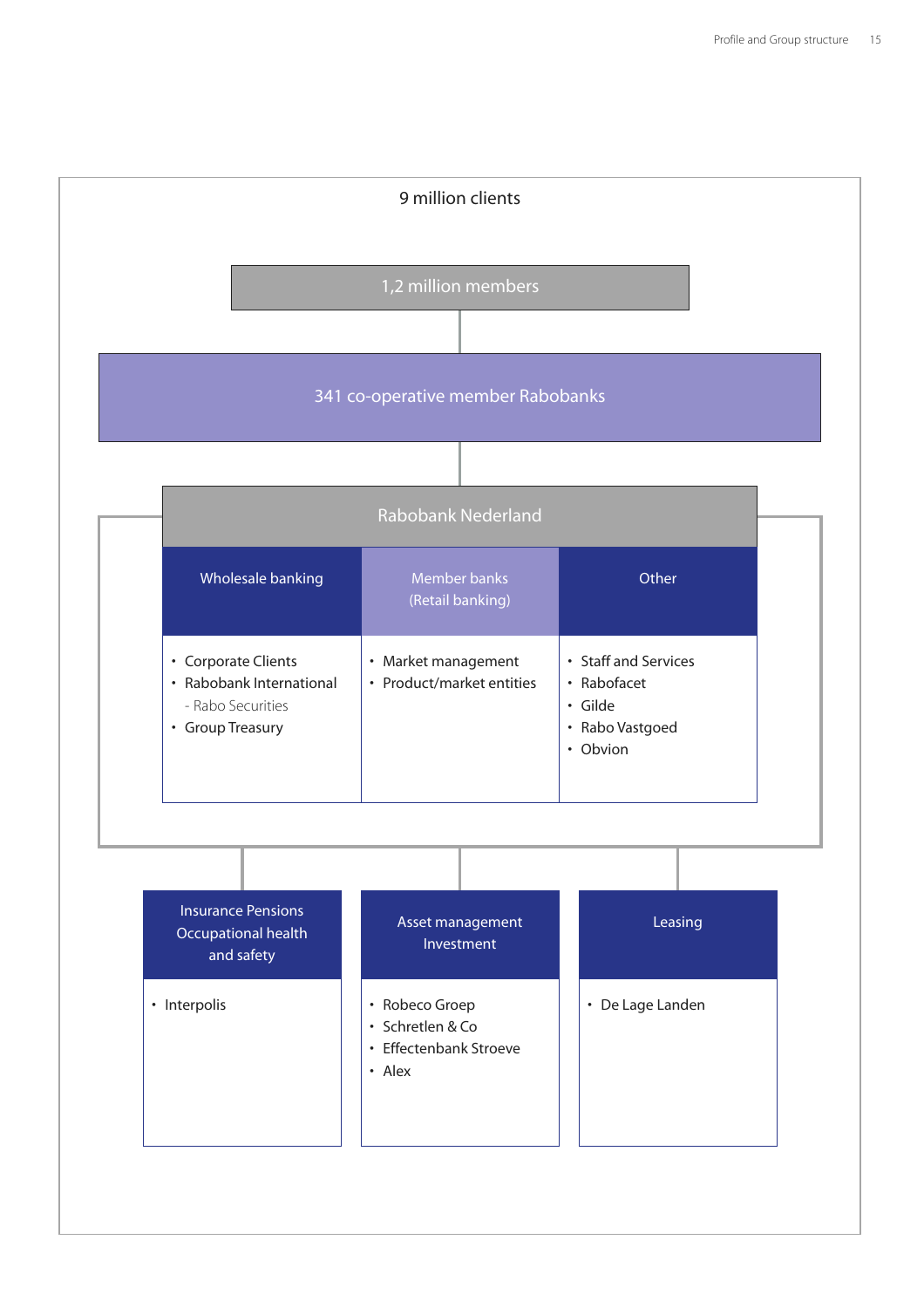9 million clients

**1,2 million members**

**341 co-operative member Rabobanks**

## Rabobank Nederland

| Wholesale banking | Member banks (Retail banking) | Other |
| --- | --- | --- |
| • Corporate Clients<br>• Rabobank International<br>  - Rabo Securities<br>• Group Treasury | • Market management<br>• Product/market entities | • Staff and Services<br>• Rabofacet<br>• Gilde<br>• Rabo Vastgoed<br>• Obvion |

| Insurance Pensions Occupational health and safety | Asset management Investment | Leasing |
| --- | --- | --- |
| • Interpolis | • Robeco Groep<br>• Schretlen & Co<br>• Effectenbank Stroeve<br>• Alex | • De Lage Landen |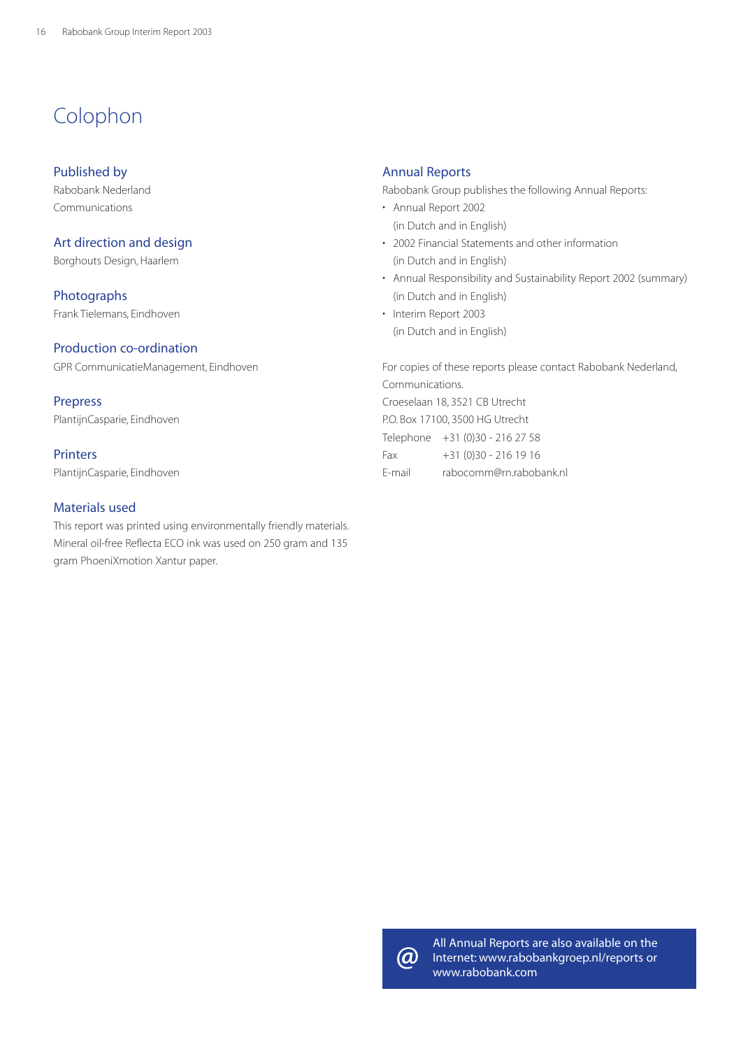# Colophon

## Published by

Rabobank Nederland
Communications

## Art direction and design

Borghouts Design, Haarlem

## Photographs

Frank Tielemans, Eindhoven

## Production co-ordination

GPR CommunicatieManagement, Eindhoven

## Prepress

PlantijnCasparie, Eindhoven

## Printers

PlantijnCasparie, Eindhoven

## Materials used

This report was printed using environmentally friendly materials. Mineral oil-free Reflecta ECO ink was used on 250 gram and 135 gram PhoeniXmotion Xantur paper.

## Annual Reports

Rabobank Group publishes the following Annual Reports:

- Annual Report 2002
  (in Dutch and in English)
- 2002 Financial Statements and other information
  (in Dutch and in English)
- Annual Responsibility and Sustainability Report 2002 (summary)
  (in Dutch and in English)
- Interim Report 2003
  (in Dutch and in English)

For copies of these reports please contact Rabobank Nederland, Communications.
Croeselaan 18, 3521 CB Utrecht
P.O. Box 17100, 3500 HG Utrecht
Telephone +31 (0)30 - 216 27 58
Fax +31 (0)30 - 216 19 16
E-mail rabocomm@rn.rabobank.nl

@ All Annual Reports are also available on the Internet: www.rabobankgroep.nl/reports or www.rabobank.com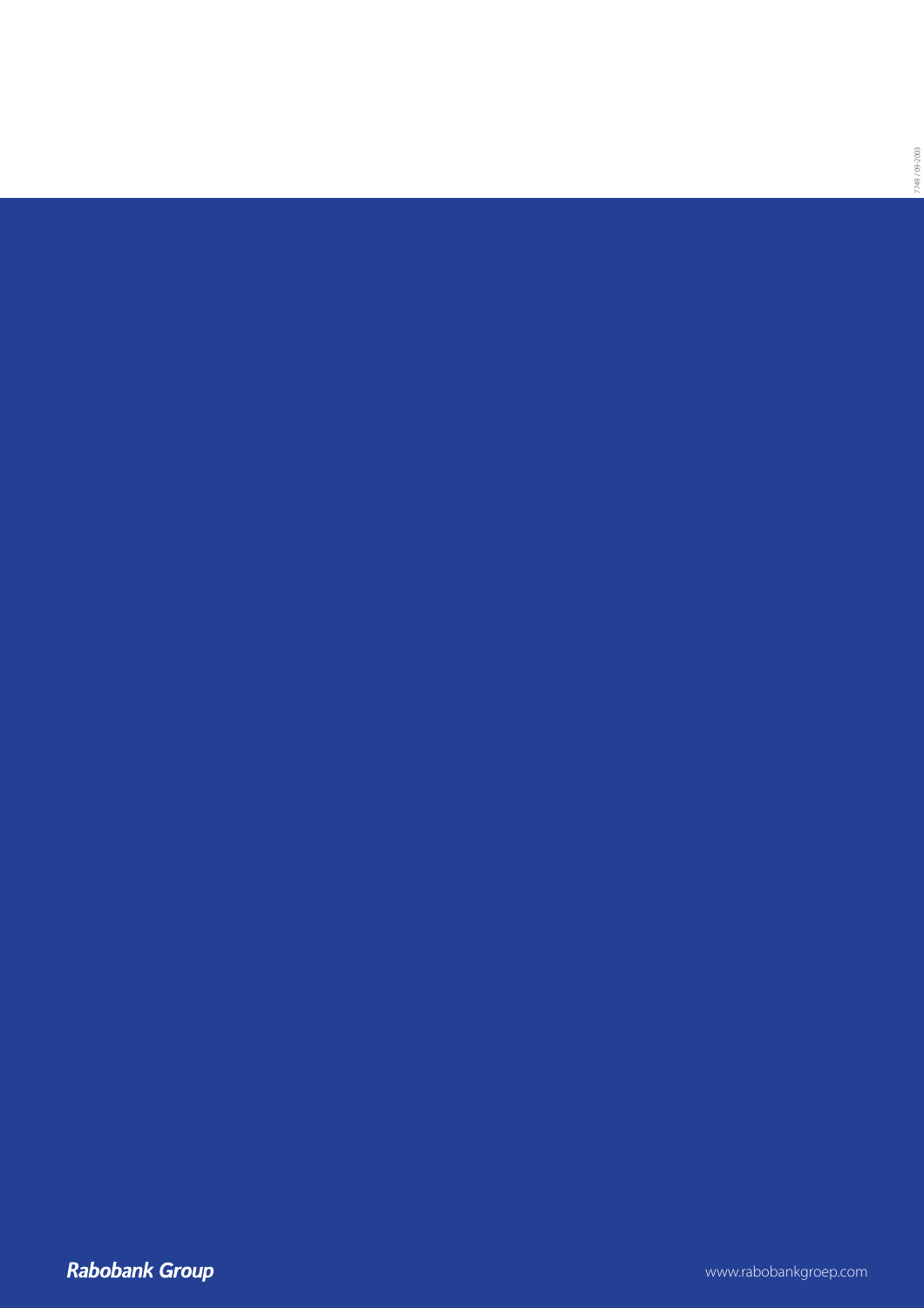7749 / 09-2003

**Rabobank Group**

www.rabobankgroep.com